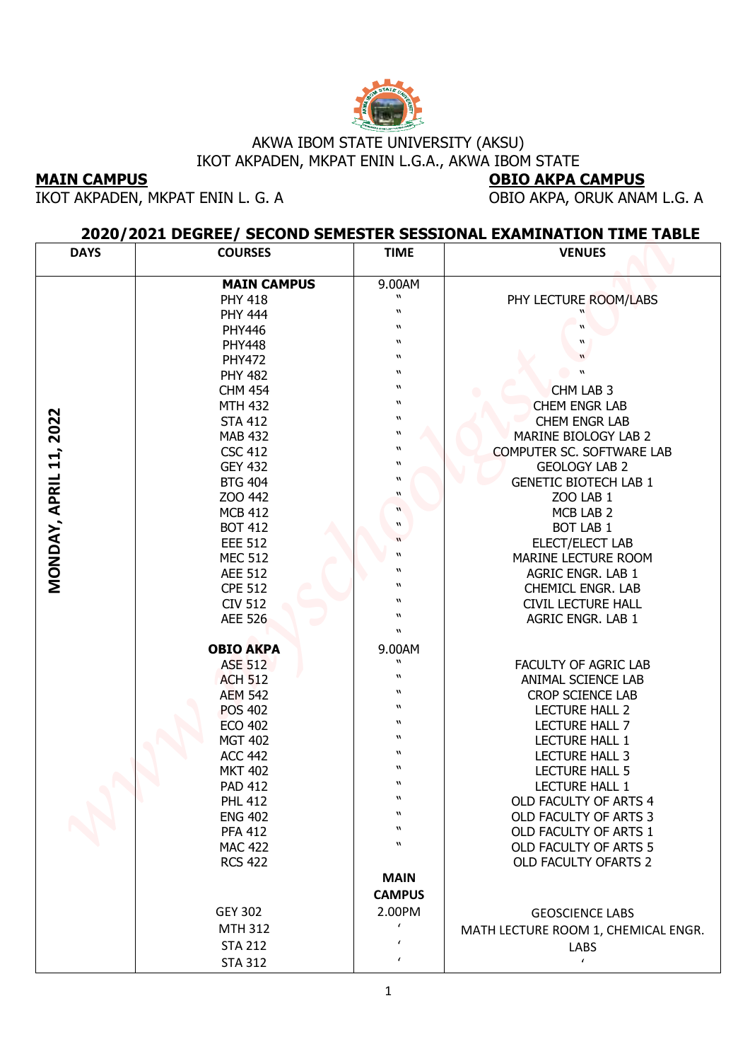AKWA IBOM STATE UNIVERSITY (AKSU)
IKOT AKPADEN, MKPAT ENIN L.G.A., AKWA IBOM STATE

**MAIN CAMPUS**
IKOT AKPADEN, MKPAT ENIN L. G. A

**OBIO AKPA CAMPUS**
OBIO AKPA, ORUK ANAM L.G. A

## 2020/2021 DEGREE/ SECOND SEMESTER SESSIONAL EXAMINATION TIME TABLE

| DAYS | COURSES | TIME | VENUES |
|---|---|---|---|
| MONDAY, APRIL 11, 2022 | **MAIN CAMPUS** | 9.00AM | |
| | PHY 418 | " | PHY LECTURE ROOM/LABS |
| | PHY 444 | " | " |
| | PHY446 | " | " |
| | PHY448 | " | " |
| | PHY472 | " | " |
| | PHY 482 | " | " |
| | CHM 454 | " | CHM LAB 3 |
| | MTH 432 | " | CHEM ENGR LAB |
| | STA 412 | " | CHEM ENGR LAB |
| | MAB 432 | " | MARINE BIOLOGY LAB 2 |
| | CSC 412 | " | COMPUTER SC. SOFTWARE LAB |
| | GEY 432 | " | GEOLOGY LAB 2 |
| | BTG 404 | " | GENETIC BIOTECH LAB 1 |
| | ZOO 442 | " | ZOO LAB 1 |
| | MCB 412 | " | MCB LAB 2 |
| | BOT 412 | " | BOT LAB 1 |
| | EEE 512 | " | ELECT/ELECT LAB |
| | MEC 512 | " | MARINE LECTURE ROOM |
| | AEE 512 | " | AGRIC ENGR. LAB 1 |
| | CPE 512 | " | CHEMICL ENGR. LAB |
| | CIV 512 | " | CIVIL LECTURE HALL |
| | AEE 526 | " | AGRIC ENGR. LAB 1 |
| | | " | |
| | **OBIO AKPA** | 9.00AM | |
| | ASE 512 | " | FACULTY OF AGRIC LAB |
| | ACH 512 | " | ANIMAL SCIENCE LAB |
| | AEM 542 | " | CROP SCIENCE LAB |
| | POS 402 | " | LECTURE HALL 2 |
| | ECO 402 | " | LECTURE HALL 7 |
| | MGT 402 | " | LECTURE HALL 1 |
| | ACC 442 | " | LECTURE HALL 3 |
| | MKT 402 | " | LECTURE HALL 5 |
| | PAD 412 | " | LECTURE HALL 1 |
| | PHL 412 | " | OLD FACULTY OF ARTS 4 |
| | ENG 402 | " | OLD FACULTY OF ARTS 3 |
| | PFA 412 | " | OLD FACULTY OF ARTS 1 |
| | MAC 422 | " | OLD FACULTY OF ARTS 5 |
| | RCS 422 | | OLD FACULTY OFARTS 2 |
| | | **MAIN CAMPUS** | |
| | GEY 302 | 2.00PM | GEOSCIENCE LABS |
| | MTH 312 | ' | MATH LECTURE ROOM 1, CHEMICAL ENGR. LABS |
| | STA 212 | ' | |
| | STA 312 | ' | ' |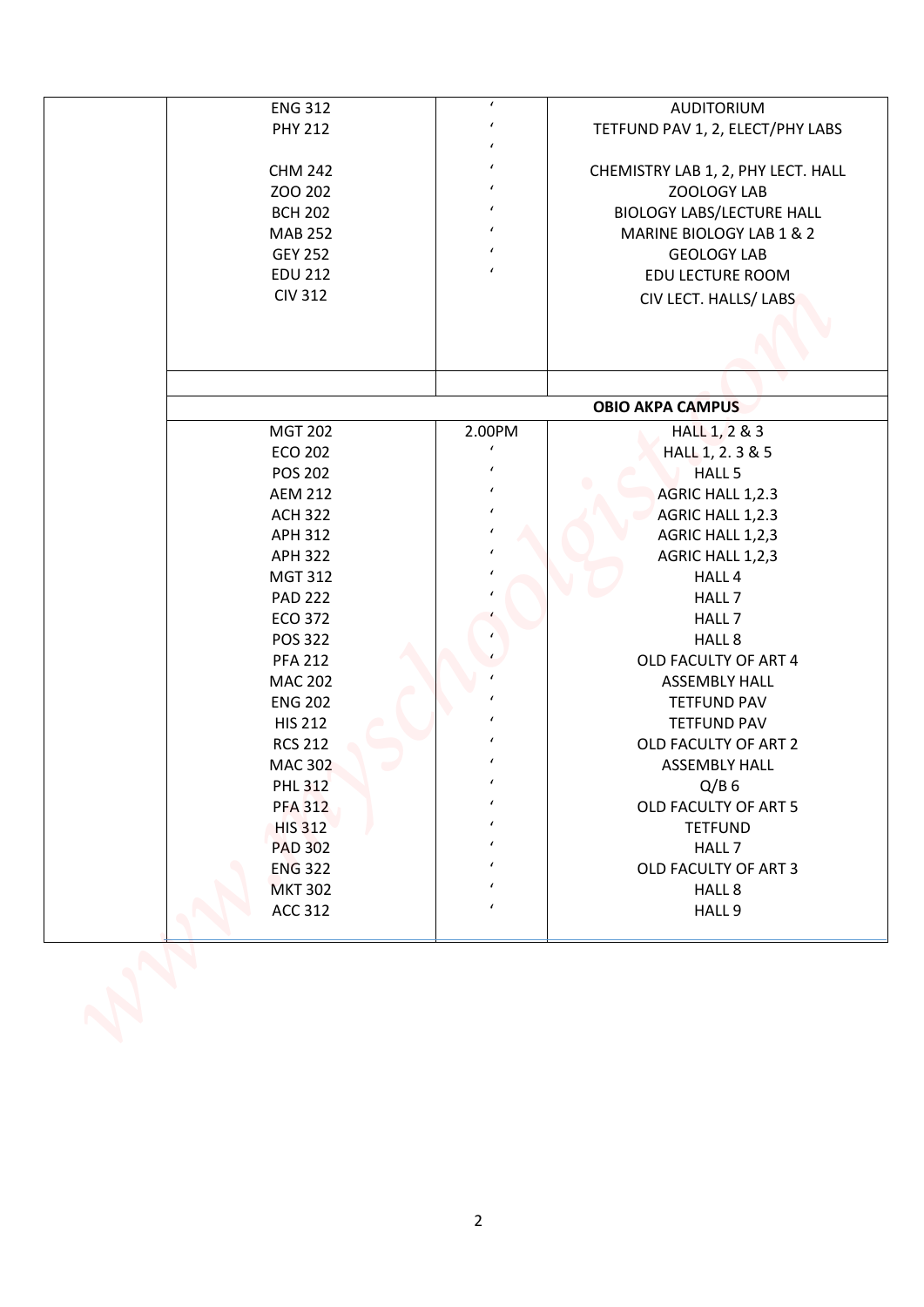| | | | |
|---|---|---|---|
| | ENG 312 | ‘ | AUDITORIUM |
| | PHY 212 | ‘ | TETFUND PAV 1, 2, ELECT/PHY LABS |
| | | ‘ | |
| | CHM 242 | ‘ | CHEMISTRY LAB 1, 2, PHY LECT. HALL |
| | ZOO 202 | ‘ | ZOOLOGY LAB |
| | BCH 202 | ‘ | BIOLOGY LABS/LECTURE HALL |
| | MAB 252 | ‘ | MARINE BIOLOGY LAB 1 & 2 |
| | GEY 252 | ‘ | GEOLOGY LAB |
| | EDU 212 | ‘ | EDU LECTURE ROOM |
| | CIV 312 | | CIV LECT. HALLS/ LABS |
| | | | |
| | | | **OBIO AKPA CAMPUS** |
| | MGT 202 | 2.00PM | HALL 1, 2 & 3 |
| | ECO 202 | ‘ | HALL 1, 2. 3 & 5 |
| | POS 202 | ‘ | HALL 5 |
| | AEM 212 | ‘ | AGRIC HALL 1,2.3 |
| | ACH 322 | ‘ | AGRIC HALL 1,2.3 |
| | APH 312 | ‘ | AGRIC HALL 1,2,3 |
| | APH 322 | ‘ | AGRIC HALL 1,2,3 |
| | MGT 312 | ‘ | HALL 4 |
| | PAD 222 | ‘ | HALL 7 |
| | ECO 372 | ‘ | HALL 7 |
| | POS 322 | ‘ | HALL 8 |
| | PFA 212 | ‘ | OLD FACULTY OF ART 4 |
| | MAC 202 | ‘ | ASSEMBLY HALL |
| | ENG 202 | ‘ | TETFUND PAV |
| | HIS 212 | ‘ | TETFUND PAV |
| | RCS 212 | ‘ | OLD FACULTY OF ART 2 |
| | MAC 302 | ‘ | ASSEMBLY HALL |
| | PHL 312 | ‘ | Q/B 6 |
| | PFA 312 | ‘ | OLD FACULTY OF ART 5 |
| | HIS 312 | ‘ | TETFUND |
| | PAD 302 | ‘ | HALL 7 |
| | ENG 322 | ‘ | OLD FACULTY OF ART 3 |
| | MKT 302 | ‘ | HALL 8 |
| | ACC 312 | ‘ | HALL 9 |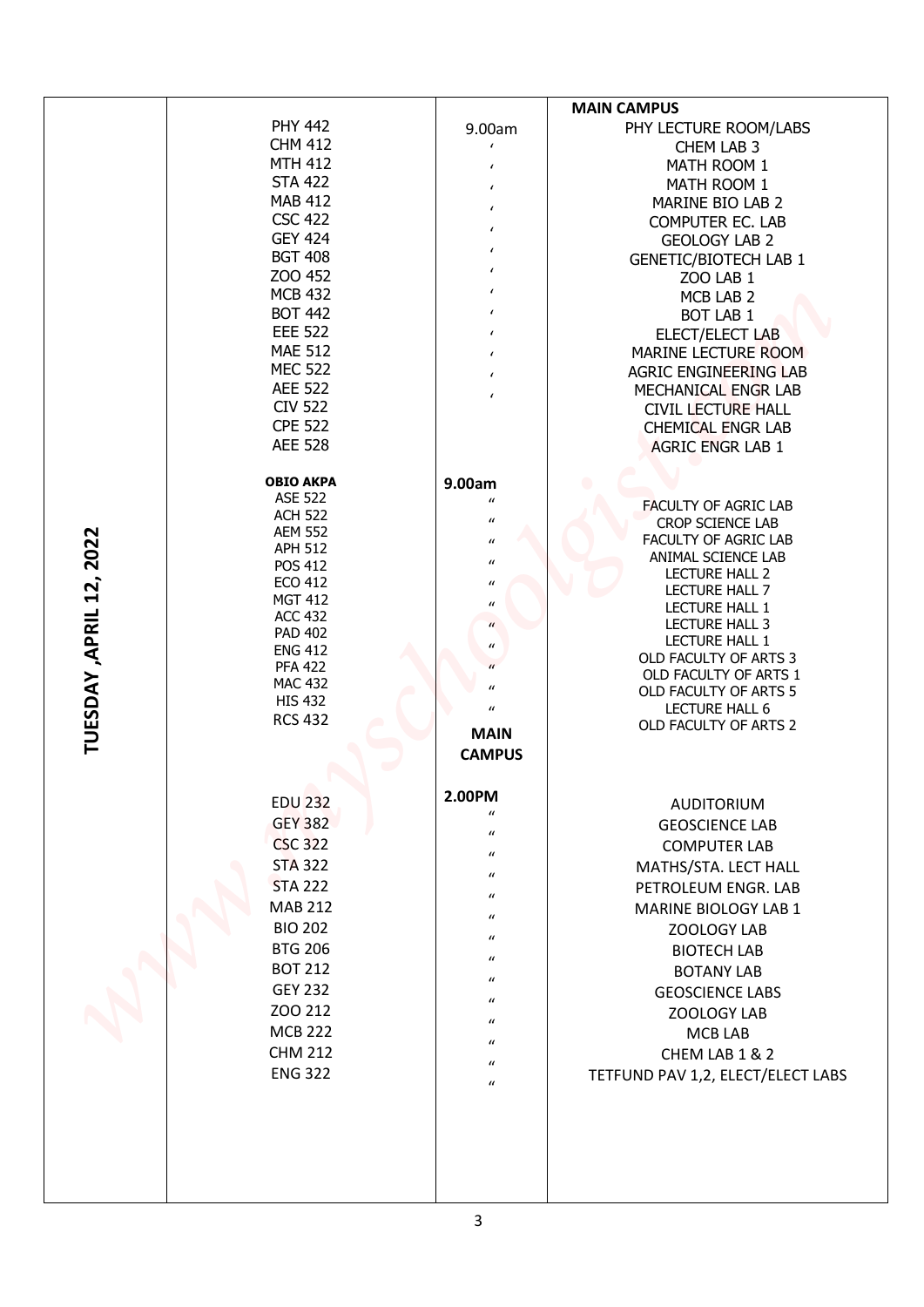| | | | MAIN CAMPUS |
|---|---|---|---|
| TUESDAY ,APRIL 12, 2022 | PHY 442 | 9.00am | PHY LECTURE ROOM/LABS |
| | CHM 412 | ' | CHEM LAB 3 |
| | MTH 412 | ' | MATH ROOM 1 |
| | STA 422 | ' | MATH ROOM 1 |
| | MAB 412 | ' | MARINE BIO LAB 2 |
| | CSC 422 | ' | COMPUTER EC. LAB |
| | GEY 424 | ' | GEOLOGY LAB 2 |
| | BGT 408 | ' | GENETIC/BIOTECH LAB 1 |
| | ZOO 452 | ' | ZOO LAB 1 |
| | MCB 432 | ' | MCB LAB 2 |
| | BOT 442 | ' | BOT LAB 1 |
| | EEE 522 | ' | ELECT/ELECT LAB |
| | MAE 512 | ' | MARINE LECTURE ROOM |
| | MEC 522 | ' | AGRIC ENGINEERING LAB |
| | AEE 522 | ' | MECHANICAL ENGR LAB |
| | CIV 522 | | CIVIL LECTURE HALL |
| | CPE 522 | | CHEMICAL ENGR LAB |
| | AEE 528 | | AGRIC ENGR LAB 1 |
| | **OBIO AKPA** | **9.00am** | |
| | ASE 522 | " | FACULTY OF AGRIC LAB |
| | ACH 522 | " | CROP SCIENCE LAB |
| | AEM 552 | " | FACULTY OF AGRIC LAB |
| | APH 512 | " | ANIMAL SCIENCE LAB |
| | POS 412 | " | LECTURE HALL 2 |
| | ECO 412 | " | LECTURE HALL 7 |
| | MGT 412 | " | LECTURE HALL 1 |
| | ACC 432 | " | LECTURE HALL 3 |
| | PAD 402 | " | LECTURE HALL 1 |
| | ENG 412 | " | OLD FACULTY OF ARTS 3 |
| | PFA 422 | " | OLD FACULTY OF ARTS 1 |
| | MAC 432 | " | OLD FACULTY OF ARTS 5 |
| | HIS 432 | " | LECTURE HALL 6 |
| | RCS 432 | | OLD FACULTY OF ARTS 2 |
| | | **MAIN CAMPUS** | |
| | EDU 232 | **2.00PM** | AUDITORIUM |
| | GEY 382 | " | GEOSCIENCE LAB |
| | CSC 322 | " | COMPUTER LAB |
| | STA 322 | " | MATHS/STA. LECT HALL |
| | STA 222 | " | PETROLEUM ENGR. LAB |
| | MAB 212 | " | MARINE BIOLOGY LAB 1 |
| | BIO 202 | " | ZOOLOGY LAB |
| | BTG 206 | " | BIOTECH LAB |
| | BOT 212 | " | BOTANY LAB |
| | GEY 232 | " | GEOSCIENCE LABS |
| | ZOO 212 | " | ZOOLOGY LAB |
| | MCB 222 | " | MCB LAB |
| | CHM 212 | " | CHEM LAB 1 & 2 |
| | ENG 322 | " | TETFUND PAV 1,2, ELECT/ELECT LABS |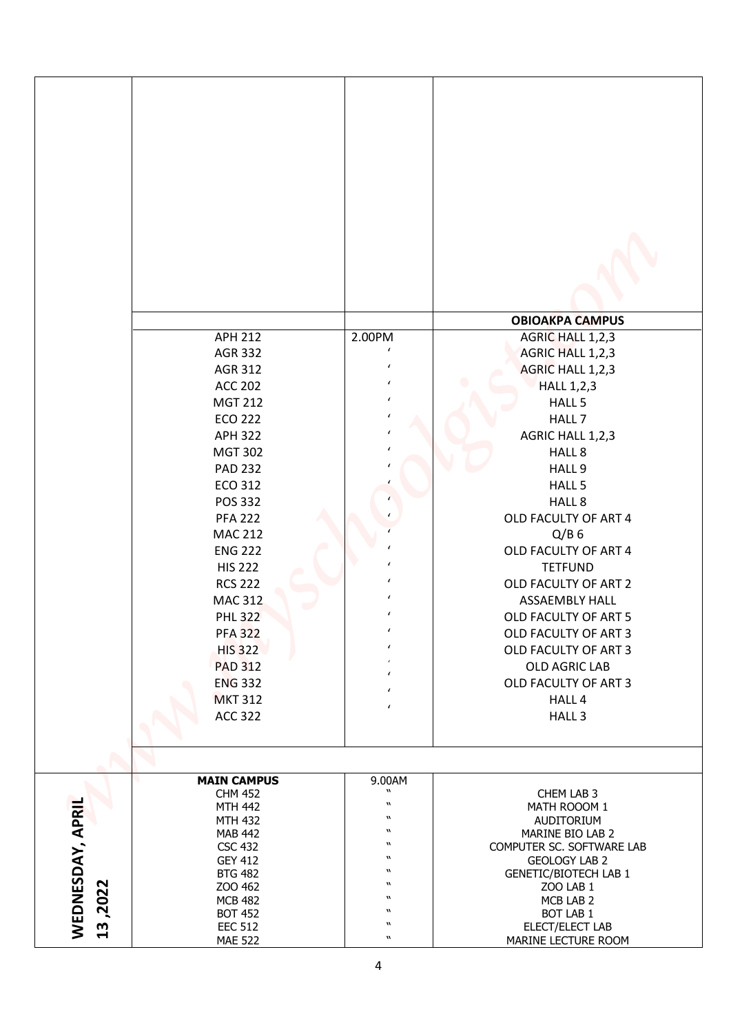| | | | |
|---|---|---|---|
| | | | **OBIOAKPA CAMPUS** |
| | APH 212 | 2.00PM | AGRIC HALL 1,2,3 |
| | AGR 332 | ' | AGRIC HALL 1,2,3 |
| | AGR 312 | ' | AGRIC HALL 1,2,3 |
| | ACC 202 | ' | HALL 1,2,3 |
| | MGT 212 | ' | HALL 5 |
| | ECO 222 | ' | HALL 7 |
| | APH 322 | ' | AGRIC HALL 1,2,3 |
| | MGT 302 | ' | HALL 8 |
| | PAD 232 | ' | HALL 9 |
| | ECO 312 | ' | HALL 5 |
| | POS 332 | ' | HALL 8 |
| | PFA 222 | ' | OLD FACULTY OF ART 4 |
| | MAC 212 | ' | Q/B 6 |
| | ENG 222 | ' | OLD FACULTY OF ART 4 |
| | HIS 222 | ' | TETFUND |
| | RCS 222 | ' | OLD FACULTY OF ART 2 |
| | MAC 312 | ' | ASSAEMBLY HALL |
| | PHL 322 | ' | OLD FACULTY OF ART 5 |
| | PFA 322 | ' | OLD FACULTY OF ART 3 |
| | HIS 322 | ' | OLD FACULTY OF ART 3 |
| | PAD 312 | ' | OLD AGRIC LAB |
| | ENG 332 | ' | OLD FACULTY OF ART 3 |
| | MKT 312 | ' | HALL 4 |
| | ACC 322 | ' | HALL 3 |
| WEDNESDAY, APRIL 13 ,2022 | **MAIN CAMPUS** | 9.00AM | |
| | CHM 452 | " | CHEM LAB 3 |
| | MTH 442 | " | MATH ROOOM 1 |
| | MTH 432 | " | AUDITORIUM |
| | MAB 442 | " | MARINE BIO LAB 2 |
| | CSC 432 | " | COMPUTER SC. SOFTWARE LAB |
| | GEY 412 | " | GEOLOGY LAB 2 |
| | BTG 482 | " | GENETIC/BIOTECH LAB 1 |
| | ZOO 462 | " | ZOO LAB 1 |
| | MCB 482 | " | MCB LAB 2 |
| | BOT 452 | " | BOT LAB 1 |
| | EEC 512 | " | ELECT/ELECT LAB |
| | MAE 522 | " | MARINE LECTURE ROOM |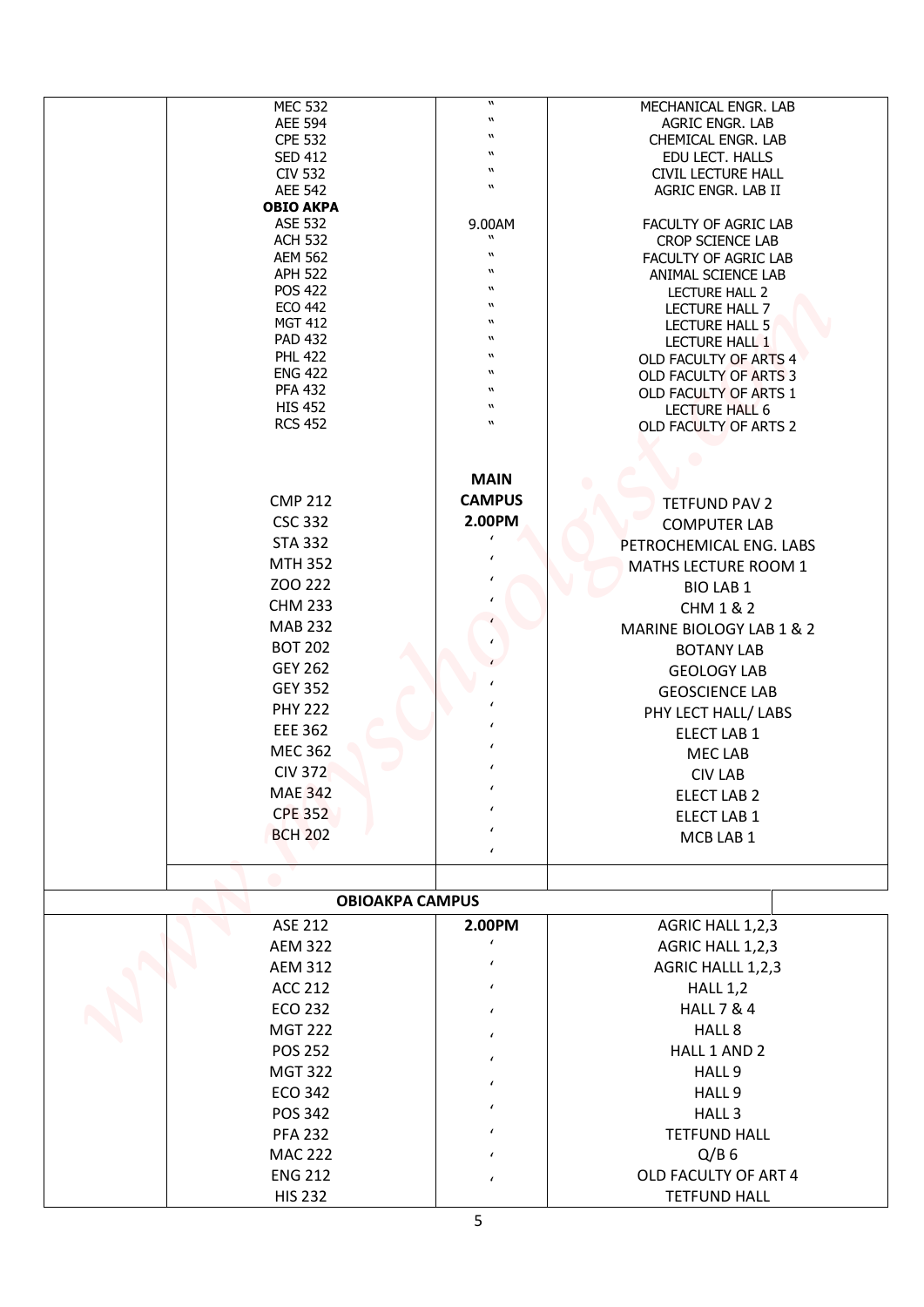| | | | |
|---|---|---|---|
| | MEC 532 | " | MECHANICAL ENGR. LAB |
| | AEE 594 | " | AGRIC ENGR. LAB |
| | CPE 532 | " | CHEMICAL ENGR. LAB |
| | SED 412 | " | EDU LECT. HALLS |
| | CIV 532 | " | CIVIL LECTURE HALL |
| | AEE 542 | " | AGRIC ENGR. LAB II |
| | **OBIO AKPA** | | |
| | ASE 532 | 9.00AM | FACULTY OF AGRIC LAB |
| | ACH 532 | " | CROP SCIENCE LAB |
| | AEM 562 | " | FACULTY OF AGRIC LAB |
| | APH 522 | " | ANIMAL SCIENCE LAB |
| | POS 422 | " | LECTURE HALL 2 |
| | ECO 442 | " | LECTURE HALL 7 |
| | MGT 412 | " | LECTURE HALL 5 |
| | PAD 432 | " | LECTURE HALL 1 |
| | PHL 422 | " | OLD FACULTY OF ARTS 4 |
| | ENG 422 | " | OLD FACULTY OF ARTS 3 |
| | PFA 432 | " | OLD FACULTY OF ARTS 1 |
| | HIS 452 | " | LECTURE HALL 6 |
| | RCS 452 | " | OLD FACULTY OF ARTS 2 |
| | | **MAIN CAMPUS** | |
| | CMP 212 | **2.00PM** | TETFUND PAV 2 |
| | CSC 332 | ' | COMPUTER LAB |
| | STA 332 | ' | PETROCHEMICAL ENG. LABS |
| | MTH 352 | ' | MATHS LECTURE ROOM 1 |
| | ZOO 222 | ' | BIO LAB 1 |
| | CHM 233 | ' | CHM 1 & 2 |
| | MAB 232 | ' | MARINE BIOLOGY LAB 1 & 2 |
| | BOT 202 | ' | BOTANY LAB |
| | GEY 262 | ' | GEOLOGY LAB |
| | GEY 352 | ' | GEOSCIENCE LAB |
| | PHY 222 | ' | PHY LECT HALL/ LABS |
| | EEE 362 | ' | ELECT LAB 1 |
| | MEC 362 | ' | MEC LAB |
| | CIV 372 | ' | CIV LAB |
| | MAE 342 | ' | ELECT LAB 2 |
| | CPE 352 | ' | ELECT LAB 1 |
| | BCH 202 | ' | MCB LAB 1 |
| | | | |
| | **OBIOAKPA CAMPUS** | | |
| | ASE 212 | **2.00PM** | AGRIC HALL 1,2,3 |
| | AEM 322 | ' | AGRIC HALL 1,2,3 |
| | AEM 312 | ' | AGRIC HALLL 1,2,3 |
| | ACC 212 | ' | HALL 1,2 |
| | ECO 232 | ' | HALL 7 & 4 |
| | MGT 222 | ' | HALL 8 |
| | POS 252 | ' | HALL 1 AND 2 |
| | MGT 322 | ' | HALL 9 |
| | ECO 342 | ' | HALL 9 |
| | POS 342 | ' | HALL 3 |
| | PFA 232 | ' | TETFUND HALL |
| | MAC 222 | ' | Q/B 6 |
| | ENG 212 | ' | OLD FACULTY OF ART 4 |
| | HIS 232 | | TETFUND HALL |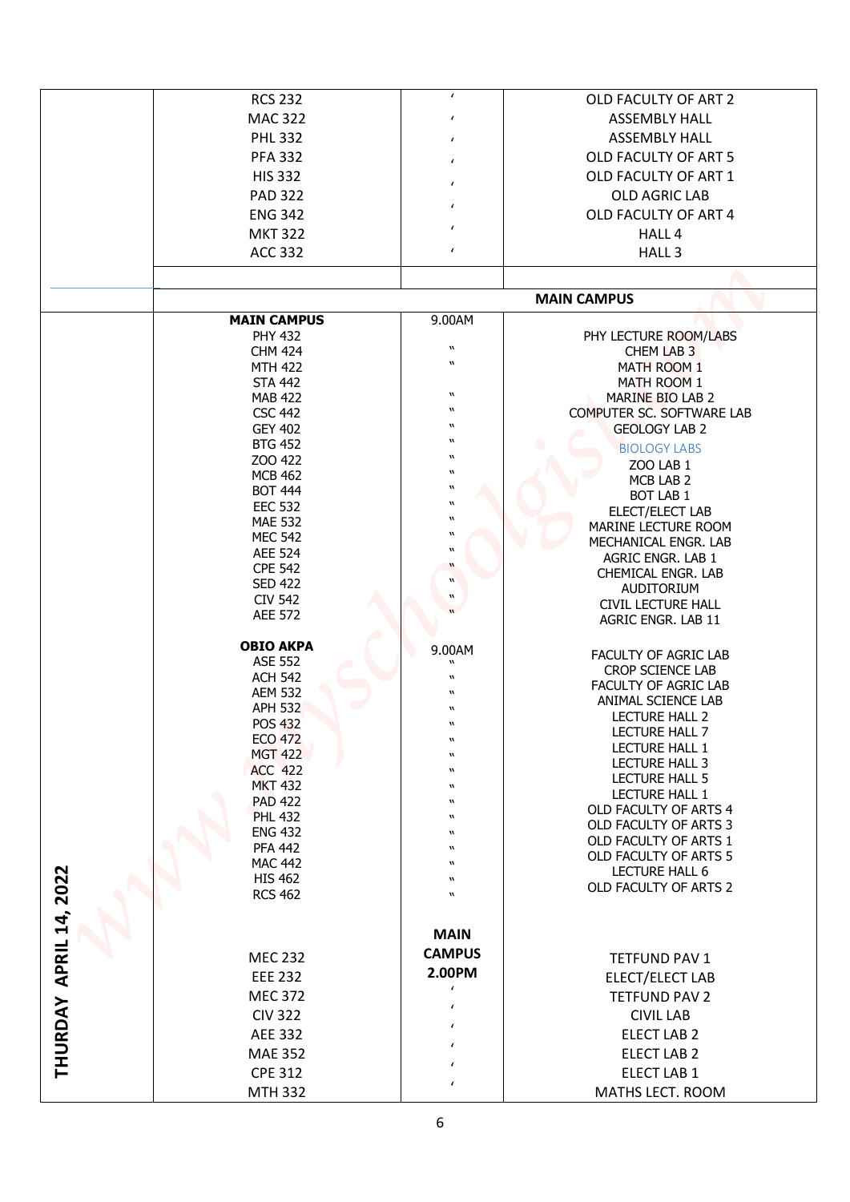| DATE | COURSE | TIME | VENUE |
|---|---|---|---|
| | RCS 232 | ‘ | OLD FACULTY OF ART 2 |
| | MAC 322 | ‘ | ASSEMBLY HALL |
| | PHL 332 | ‘ | ASSEMBLY HALL |
| | PFA 332 | ‘ | OLD FACULTY OF ART 5 |
| | HIS 332 | ‘ | OLD FACULTY OF ART 1 |
| | PAD 322 | ‘ | OLD AGRIC LAB |
| | ENG 342 | ‘ | OLD FACULTY OF ART 4 |
| | MKT 322 | ‘ | HALL 4 |
| | ACC 332 | ‘ | HALL 3 |
| | | | |
| | | | **MAIN CAMPUS** |
| THURDAY APRIL 14, 2022 | **MAIN CAMPUS** | 9.00AM | |
| | PHY 432 | | PHY LECTURE ROOM/LABS |
| | CHM 424 | " | CHEM LAB 3 |
| | MTH 422 | " | MATH ROOM 1 |
| | STA 442 | | MATH ROOM 1 |
| | MAB 422 | " | MARINE BIO LAB 2 |
| | CSC 442 | " | COMPUTER SC. SOFTWARE LAB |
| | GEY 402 | " | GEOLOGY LAB 2 |
| | BTG 452 | " | BIOLOGY LABS |
| | ZOO 422 | " | ZOO LAB 1 |
| | MCB 462 | " | MCB LAB 2 |
| | BOT 444 | " | BOT LAB 1 |
| | EEC 532 | " | ELECT/ELECT LAB |
| | MAE 532 | " | MARINE LECTURE ROOM |
| | MEC 542 | " | MECHANICAL ENGR. LAB |
| | AEE 524 | " | AGRIC ENGR. LAB 1 |
| | CPE 542 | " | CHEMICAL ENGR. LAB |
| | SED 422 | " | AUDITORIUM |
| | CIV 542 | " | CIVIL LECTURE HALL |
| | AEE 572 | " | AGRIC ENGR. LAB 11 |
| | **OBIO AKPA** | 9.00AM | |
| | ASE 552 | " | FACULTY OF AGRIC LAB |
| | ACH 542 | " | CROP SCIENCE LAB |
| | AEM 532 | " | FACULTY OF AGRIC LAB |
| | APH 532 | " | ANIMAL SCIENCE LAB |
| | POS 432 | " | LECTURE HALL 2 |
| | ECO 472 | " | LECTURE HALL 7 |
| | MGT 422 | " | LECTURE HALL 1 |
| | ACC 422 | " | LECTURE HALL 3 |
| | MKT 432 | " | LECTURE HALL 5 |
| | PAD 422 | " | LECTURE HALL 1 |
| | PHL 432 | " | OLD FACULTY OF ARTS 4 |
| | ENG 432 | " | OLD FACULTY OF ARTS 3 |
| | PFA 442 | " | OLD FACULTY OF ARTS 1 |
| | MAC 442 | " | OLD FACULTY OF ARTS 5 |
| | HIS 462 | " | LECTURE HALL 6 |
| | RCS 462 | " | OLD FACULTY OF ARTS 2 |
| | | **MAIN CAMPUS 2.00PM** | |
| | MEC 232 | | TETFUND PAV 1 |
| | EEE 232 | | ELECT/ELECT LAB |
| | MEC 372 | ‘ | TETFUND PAV 2 |
| | CIV 322 | ‘ | CIVIL LAB |
| | AEE 332 | ‘ | ELECT LAB 2 |
| | MAE 352 | ‘ | ELECT LAB 2 |
| | CPE 312 | ‘ | ELECT LAB 1 |
| | MTH 332 | ‘ | MATHS LECT. ROOM |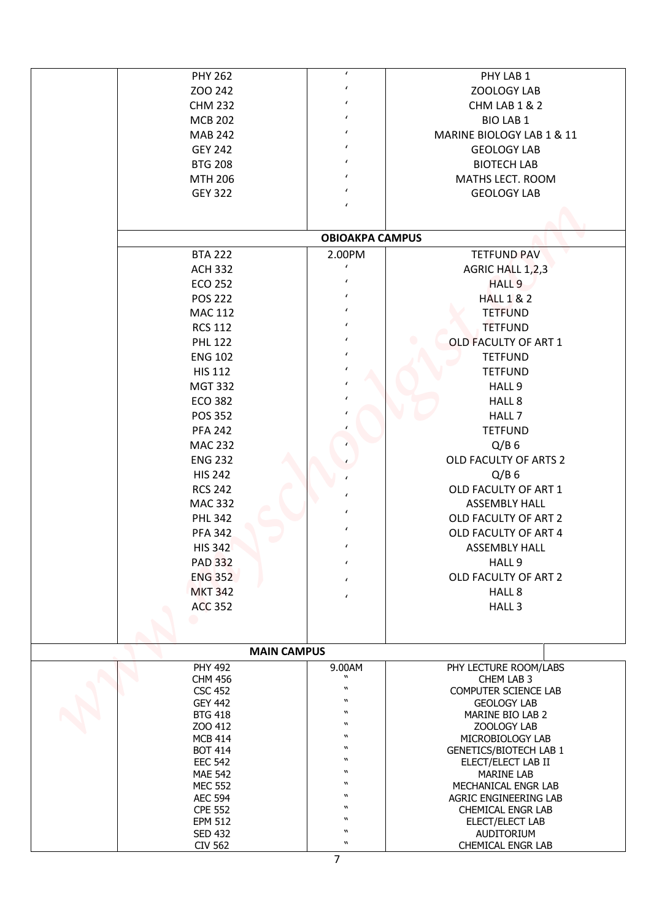| | | | |
|---|---|---|---|
| | PHY 262 | ʻ | PHY LAB 1 |
| | ZOO 242 | ʻ | ZOOLOGY LAB |
| | CHM 232 | ʻ | CHM LAB 1 & 2 |
| | MCB 202 | ʻ | BIO LAB 1 |
| | MAB 242 | ʻ | MARINE BIOLOGY LAB 1 & 11 |
| | GEY 242 | ʻ | GEOLOGY LAB |
| | BTG 208 | ʻ | BIOTECH LAB |
| | MTH 206 | ʻ | MATHS LECT. ROOM |
| | GEY 322 | ʻ | GEOLOGY LAB |
| | | ʻ | |
| | | **OBIOAKPA CAMPUS** | |
| | BTA 222 | 2.00PM | TETFUND PAV |
| | ACH 332 | ʻ | AGRIC HALL 1,2,3 |
| | ECO 252 | ʻ | HALL 9 |
| | POS 222 | ʻ | HALL 1 & 2 |
| | MAC 112 | ʻ | TETFUND |
| | RCS 112 | ʻ | TETFUND |
| | PHL 122 | ʻ | OLD FACULTY OF ART 1 |
| | ENG 102 | ʻ | TETFUND |
| | HIS 112 | ʻ | TETFUND |
| | MGT 332 | ʻ | HALL 9 |
| | ECO 382 | ʻ | HALL 8 |
| | POS 352 | ʻ | HALL 7 |
| | PFA 242 | ʻ | TETFUND |
| | MAC 232 | ʻ | Q/B 6 |
| | ENG 232 | ʻ | OLD FACULTY OF ARTS 2 |
| | HIS 242 | ʻ | Q/B 6 |
| | RCS 242 | ʻ | OLD FACULTY OF ART 1 |
| | MAC 332 | ʻ | ASSEMBLY HALL |
| | PHL 342 | ʻ | OLD FACULTY OF ART 2 |
| | PFA 342 | ʻ | OLD FACULTY OF ART 4 |
| | HIS 342 | ʻ | ASSEMBLY HALL |
| | PAD 332 | ʻ | HALL 9 |
| | ENG 352 | ʻ | OLD FACULTY OF ART 2 |
| | MKT 342 | ʻ | HALL 8 |
| | ACC 352 | | HALL 3 |
| | **MAIN CAMPUS** | | |
| | PHY 492 | 9.00AM | PHY LECTURE ROOM/LABS |
| | CHM 456 | " | CHEM LAB 3 |
| | CSC 452 | " | COMPUTER SCIENCE LAB |
| | GEY 442 | " | GEOLOGY LAB |
| | BTG 418 | " | MARINE BIO LAB 2 |
| | ZOO 412 | " | ZOOLOGY LAB |
| | MCB 414 | " | MICROBIOLOGY LAB |
| | BOT 414 | " | GENETICS/BIOTECH LAB 1 |
| | EEC 542 | " | ELECT/ELECT LAB II |
| | MAE 542 | " | MARINE LAB |
| | MEC 552 | " | MECHANICAL ENGR LAB |
| | AEC 594 | " | AGRIC ENGINEERING LAB |
| | CPE 552 | " | CHEMICAL ENGR LAB |
| | EPM 512 | " | ELECT/ELECT LAB |
| | SED 432 | " | AUDITORIUM |
| | CIV 562 | " | CHEMICAL ENGR LAB |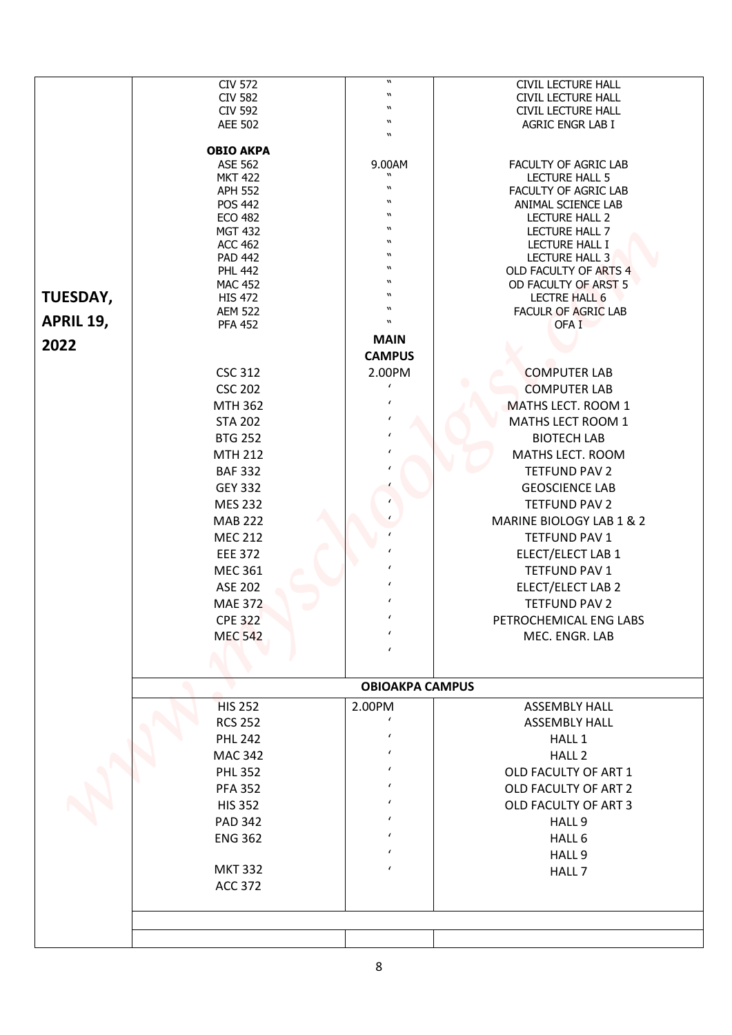| | | | |
|---|---|---|---|
| | CIV 572 | " | CIVIL LECTURE HALL |
| | CIV 582 | " | CIVIL LECTURE HALL |
| | CIV 592 | " | CIVIL LECTURE HALL |
| | AEE 502 | " | AGRIC ENGR LAB I |
| | | " | |
| | **OBIO AKPA** | | |
| | ASE 562 | 9.00AM | FACULTY OF AGRIC LAB |
| | MKT 422 | " | LECTURE HALL 5 |
| | APH 552 | " | FACULTY OF AGRIC LAB |
| | POS 442 | " | ANIMAL SCIENCE LAB |
| | ECO 482 | " | LECTURE HALL 2 |
| | MGT 432 | " | LECTURE HALL 7 |
| | ACC 462 | " | LECTURE HALL I |
| | PAD 442 | " | LECTURE HALL 3 |
| | PHL 442 | " | OLD FACULTY OF ARTS 4 |
| | MAC 452 | " | OD FACULTY OF ARST 5 |
| **TUESDAY, APRIL 19, 2022** | HIS 472 | " | LECTRE HALL 6 |
| | AEM 522 | " | FACULR OF AGRIC LAB |
| | PFA 452 | " | OFA I |
| | | **MAIN CAMPUS** | |
| | CSC 312 | 2.00PM | COMPUTER LAB |
| | CSC 202 | ' | COMPUTER LAB |
| | MTH 362 | ' | MATHS LECT. ROOM 1 |
| | STA 202 | ' | MATHS LECT ROOM 1 |
| | BTG 252 | ' | BIOTECH LAB |
| | MTH 212 | ' | MATHS LECT. ROOM |
| | BAF 332 | ' | TETFUND PAV 2 |
| | GEY 332 | ' | GEOSCIENCE LAB |
| | MES 232 | ' | TETFUND PAV 2 |
| | MAB 222 | ' | MARINE BIOLOGY LAB 1 & 2 |
| | MEC 212 | ' | TETFUND PAV 1 |
| | EEE 372 | ' | ELECT/ELECT LAB 1 |
| | MEC 361 | ' | TETFUND PAV 1 |
| | ASE 202 | ' | ELECT/ELECT LAB 2 |
| | MAE 372 | ' | TETFUND PAV 2 |
| | CPE 322 | ' | PETROCHEMICAL ENG LABS |
| | MEC 542 | ' | MEC. ENGR. LAB |
| | | ' | |
| | | **OBIOAKPA CAMPUS** | |
| | HIS 252 | 2.00PM | ASSEMBLY HALL |
| | RCS 252 | ' | ASSEMBLY HALL |
| | PHL 242 | ' | HALL 1 |
| | MAC 342 | ' | HALL 2 |
| | PHL 352 | ' | OLD FACULTY OF ART 1 |
| | PFA 352 | ' | OLD FACULTY OF ART 2 |
| | HIS 352 | ' | OLD FACULTY OF ART 3 |
| | PAD 342 | ' | HALL 9 |
| | ENG 362 | ' | HALL 6 |
| | | ' | HALL 9 |
| | MKT 332 | ' | HALL 7 |
| | ACC 372 | | |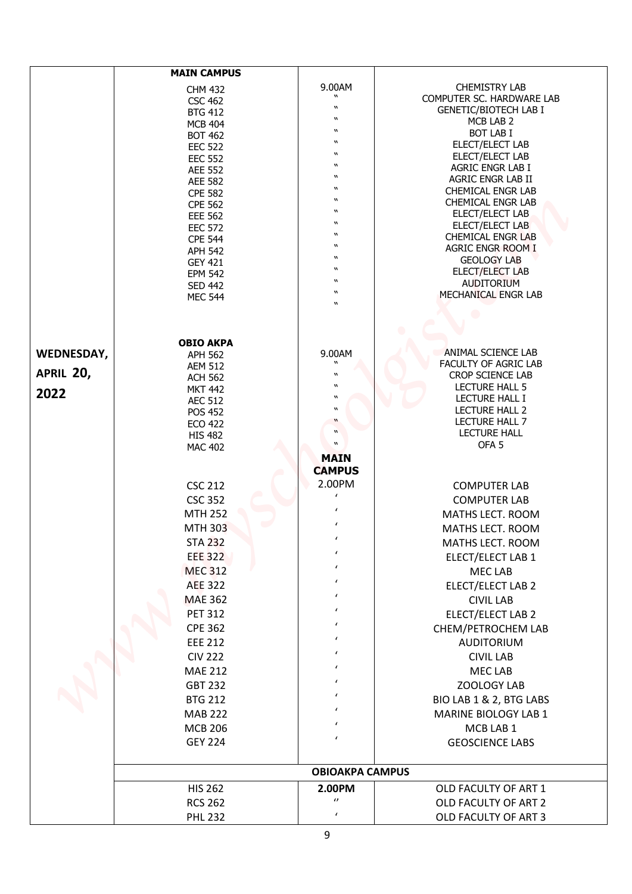| | | | |
|---|---|---|---|
| | **MAIN CAMPUS** | | |
| | CHM 432 | 9.00AM | CHEMISTRY LAB |
| | CSC 462 | " | COMPUTER SC. HARDWARE LAB |
| | BTG 412 | " | GENETIC/BIOTECH LAB I |
| | MCB 404 | " | MCB LAB 2 |
| | BOT 462 | " | BOT LAB I |
| | EEC 522 | " | ELECT/ELECT LAB |
| | EEC 552 | " | ELECT/ELECT LAB |
| | AEE 552 | " | AGRIC ENGR LAB I |
| | AEE 582 | " | AGRIC ENGR LAB II |
| | CPE 582 | " | CHEMICAL ENGR LAB |
| | CPE 562 | " | CHEMICAL ENGR LAB |
| | EEE 562 | " | ELECT/ELECT LAB |
| | EEC 572 | " | ELECT/ELECT LAB |
| | CPE 544 | " | CHEMICAL ENGR LAB |
| | APH 542 | " | AGRIC ENGR ROOM I |
| | GEY 421 | " | GEOLOGY LAB |
| | EPM 542 | " | ELECT/ELECT LAB |
| | SED 442 | " | AUDITORIUM |
| | MEC 544 | " | MECHANICAL ENGR LAB |
| | | " | |
| **WEDNESDAY, APRIL 20, 2022** | **OBIO AKPA** | | |
| | APH 562 | 9.00AM | ANIMAL SCIENCE LAB |
| | AEM 512 | " | FACULTY OF AGRIC LAB |
| | ACH 562 | " | CROP SCIENCE LAB |
| | MKT 442 | " | LECTURE HALL 5 |
| | AEC 512 | " | LECTURE HALL I |
| | POS 452 | " | LECTURE HALL 2 |
| | ECO 422 | " | LECTURE HALL 7 |
| | HIS 482 | " | LECTURE HALL |
| | MAC 402 | " | OFA 5 |
| | | **MAIN CAMPUS** | |
| | CSC 212 | 2.00PM | COMPUTER LAB |
| | CSC 352 | ' | COMPUTER LAB |
| | MTH 252 | ' | MATHS LECT. ROOM |
| | MTH 303 | ' | MATHS LECT. ROOM |
| | STA 232 | ' | MATHS LECT. ROOM |
| | EEE 322 | ' | ELECT/ELECT LAB 1 |
| | MEC 312 | ' | MEC LAB |
| | AEE 322 | ' | ELECT/ELECT LAB 2 |
| | MAE 362 | ' | CIVIL LAB |
| | PET 312 | ' | ELECT/ELECT LAB 2 |
| | CPE 362 | ' | CHEM/PETROCHEM LAB |
| | EEE 212 | ' | AUDITORIUM |
| | CIV 222 | ' | CIVIL LAB |
| | MAE 212 | ' | MEC LAB |
| | GBT 232 | ' | ZOOLOGY LAB |
| | BTG 212 | ' | BIO LAB 1 & 2, BTG LABS |
| | MAB 222 | ' | MARINE BIOLOGY LAB 1 |
| | MCB 206 | ' | MCB LAB 1 |
| | GEY 224 | ' | GEOSCIENCE LABS |
| | | **OBIOAKPA CAMPUS** | |
| | HIS 262 | **2.00PM** | OLD FACULTY OF ART 1 |
| | RCS 262 | " | OLD FACULTY OF ART 2 |
| | PHL 232 | ' | OLD FACULTY OF ART 3 |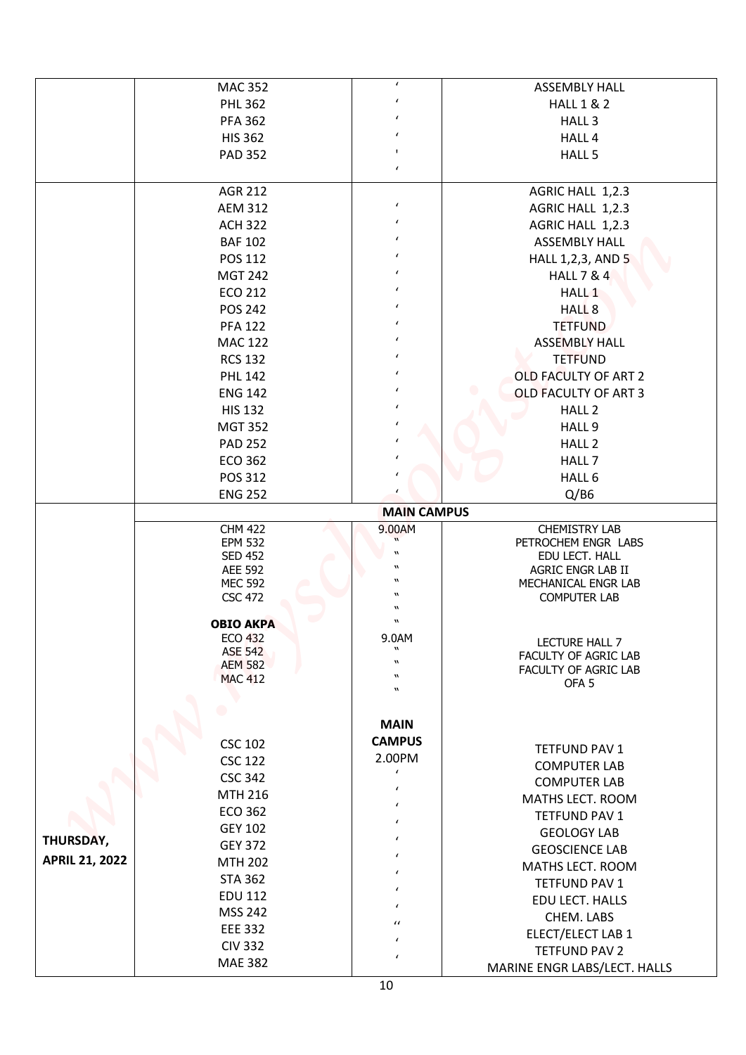| | | | |
|---|---|---|---|
| | MAC 352 | ' | ASSEMBLY HALL |
| | PHL 362 | ' | HALL 1 & 2 |
| | PFA 362 | ' | HALL 3 |
| | HIS 362 | ' | HALL 4 |
| | PAD 352 | ' | HALL 5 |
| | | ' | |
| | AGR 212 | | AGRIC HALL 1,2.3 |
| | AEM 312 | ' | AGRIC HALL 1,2.3 |
| | ACH 322 | ' | AGRIC HALL 1,2.3 |
| | BAF 102 | ' | ASSEMBLY HALL |
| | POS 112 | ' | HALL 1,2,3, AND 5 |
| | MGT 242 | ' | HALL 7 & 4 |
| | ECO 212 | ' | HALL 1 |
| | POS 242 | ' | HALL 8 |
| | PFA 122 | ' | TETFUND |
| | MAC 122 | ' | ASSEMBLY HALL |
| | RCS 132 | ' | TETFUND |
| | PHL 142 | ' | OLD FACULTY OF ART 2 |
| | ENG 142 | ' | OLD FACULTY OF ART 3 |
| | HIS 132 | ' | HALL 2 |
| | MGT 352 | ' | HALL 9 |
| | PAD 252 | ' | HALL 2 |
| | ECO 362 | ' | HALL 7 |
| | POS 312 | ' | HALL 6 |
| | ENG 252 | ' | Q/B6 |
| | **MAIN CAMPUS** | | |
| | CHM 422 | 9.00AM | CHEMISTRY LAB |
| | EPM 532 | " | PETROCHEM ENGR LABS |
| | SED 452 | " | EDU LECT. HALL |
| | AEE 592 | " | AGRIC ENGR LAB II |
| | MEC 592 | " | MECHANICAL ENGR LAB |
| | CSC 472 | " | COMPUTER LAB |
| | | " | |
| | **OBIO AKPA** | " | |
| | ECO 432 | 9.0AM | LECTURE HALL 7 |
| | ASE 542 | " | FACULTY OF AGRIC LAB |
| | AEM 582 | " | FACULTY OF AGRIC LAB |
| | MAC 412 | " | OFA 5 |
| | | " | |
| | | **MAIN CAMPUS** | |
| | CSC 102 | 2.00PM | TETFUND PAV 1 |
| | CSC 122 | ' | COMPUTER LAB |
| | CSC 342 | ' | COMPUTER LAB |
| | MTH 216 | ' | MATHS LECT. ROOM |
| | ECO 362 | ' | TETFUND PAV 1 |
| | GEY 102 | ' | GEOLOGY LAB |
| **THURSDAY, APRIL 21, 2022** | GEY 372 | ' | GEOSCIENCE LAB |
| | MTH 202 | ' | MATHS LECT. ROOM |
| | STA 362 | ' | TETFUND PAV 1 |
| | EDU 112 | ' | EDU LECT. HALLS |
| | MSS 242 | '' | CHEM. LABS |
| | EEE 332 | ' | ELECT/ELECT LAB 1 |
| | CIV 332 | ' | TETFUND PAV 2 |
| | MAE 382 | ' | MARINE ENGR LABS/LECT. HALLS |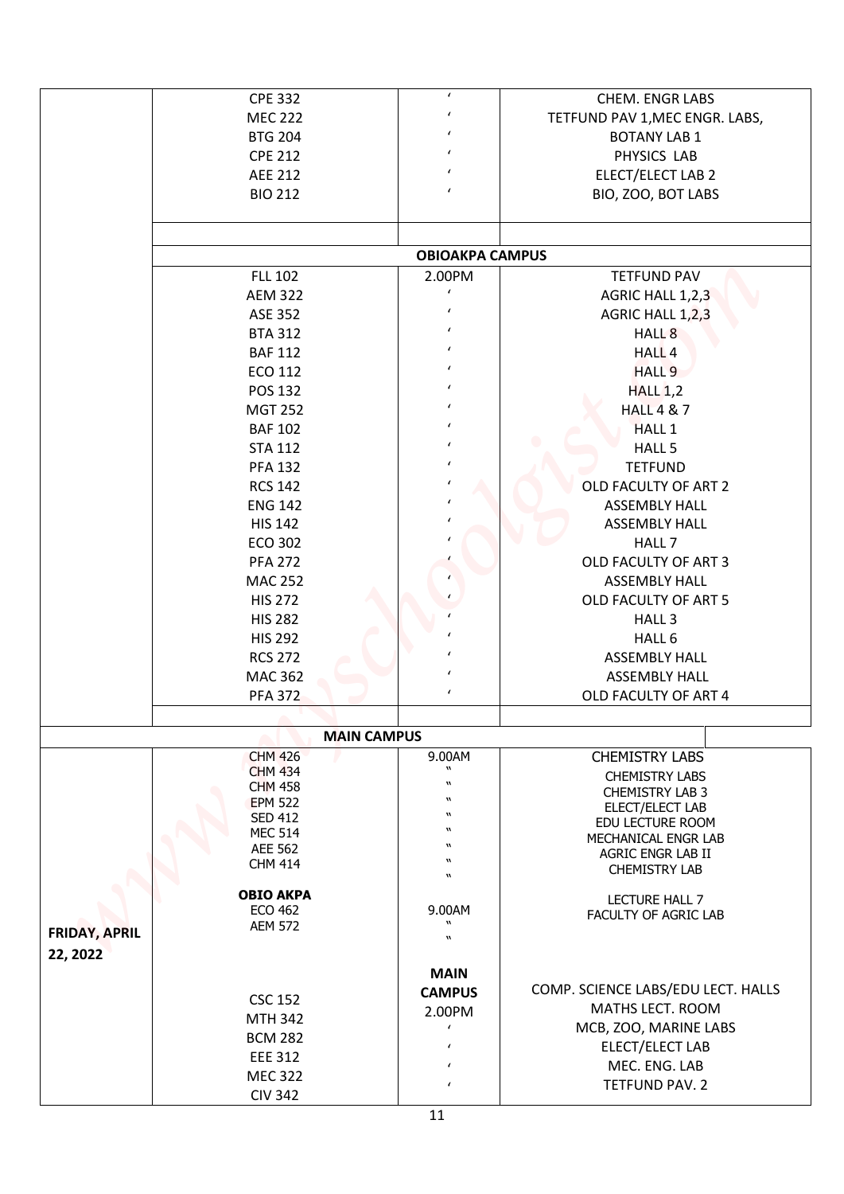| | | | |
|---|---|---|---|
| | CPE 332 | ‘ | CHEM. ENGR LABS |
| | MEC 222 | ‘ | TETFUND PAV 1,MEC ENGR. LABS, |
| | BTG 204 | ‘ | BOTANY LAB 1 |
| | CPE 212 | ‘ | PHYSICS LAB |
| | AEE 212 | ‘ | ELECT/ELECT LAB 2 |
| | BIO 212 | ‘ | BIO, ZOO, BOT LABS |
| | | | |
| | | **OBIOAKPA CAMPUS** | |
| | FLL 102 | 2.00PM | TETFUND PAV |
| | AEM 322 | ‘ | AGRIC HALL 1,2,3 |
| | ASE 352 | ‘ | AGRIC HALL 1,2,3 |
| | BTA 312 | ‘ | HALL 8 |
| | BAF 112 | ‘ | HALL 4 |
| | ECO 112 | ‘ | HALL 9 |
| | POS 132 | ‘ | HALL 1,2 |
| | MGT 252 | ‘ | HALL 4 & 7 |
| | BAF 102 | ‘ | HALL 1 |
| | STA 112 | ‘ | HALL 5 |
| | PFA 132 | ‘ | TETFUND |
| | RCS 142 | ‘ | OLD FACULTY OF ART 2 |
| | ENG 142 | ‘ | ASSEMBLY HALL |
| | HIS 142 | ‘ | ASSEMBLY HALL |
| | ECO 302 | ‘ | HALL 7 |
| | PFA 272 | ‘ | OLD FACULTY OF ART 3 |
| | MAC 252 | ‘ | ASSEMBLY HALL |
| | HIS 272 | ‘ | OLD FACULTY OF ART 5 |
| | HIS 282 | ‘ | HALL 3 |
| | HIS 292 | ‘ | HALL 6 |
| | RCS 272 | ‘ | ASSEMBLY HALL |
| | MAC 362 | ‘ | ASSEMBLY HALL |
| | PFA 372 | ‘ | OLD FACULTY OF ART 4 |
| | | | |
| | **MAIN CAMPUS** | | |
| **FRIDAY, APRIL 22, 2022** | CHM 426 | 9.00AM | CHEMISTRY LABS |
| | CHM 434 | " | CHEMISTRY LABS |
| | CHM 458 | " | CHEMISTRY LAB 3 |
| | EPM 522 | " | ELECT/ELECT LAB |
| | SED 412 | " | EDU LECTURE ROOM |
| | MEC 514 | " | MECHANICAL ENGR LAB |
| | AEE 562 | " | AGRIC ENGR LAB II |
| | CHM 414 | " | CHEMISTRY LAB |
| | **OBIO AKPA** | | |
| | ECO 462 | 9.00AM | LECTURE HALL 7 |
| | AEM 572 | " | FACULTY OF AGRIC LAB |
| | | **MAIN CAMPUS** | |
| | CSC 152 | 2.00PM | COMP. SCIENCE LABS/EDU LECT. HALLS |
| | MTH 342 | ‘ | MATHS LECT. ROOM |
| | BCM 282 | ‘ | MCB, ZOO, MARINE LABS |
| | EEE 312 | ‘ | ELECT/ELECT LAB |
| | MEC 322 | ‘ | MEC. ENG. LAB |
| | CIV 342 | | TETFUND PAV. 2 |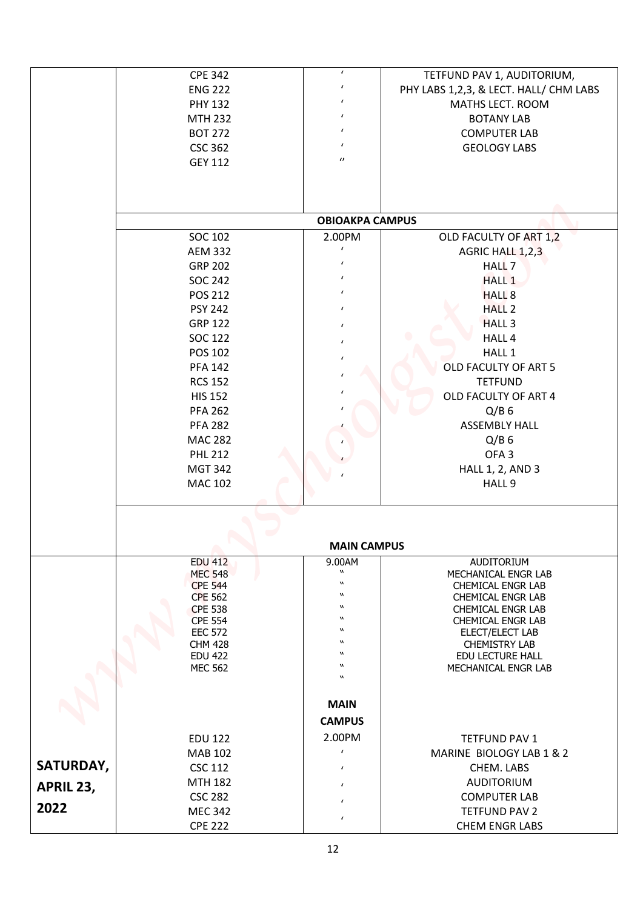| | | | |
|---|---|---|---|
| | CPE 342 | ‘ | TETFUND PAV 1, AUDITORIUM, |
| | ENG 222 | ‘ | PHY LABS 1,2,3, & LECT. HALL/ CHM LABS |
| | PHY 132 | ‘ | MATHS LECT. ROOM |
| | MTH 232 | ‘ | BOTANY LAB |
| | BOT 272 | ‘ | COMPUTER LAB |
| | CSC 362 | ‘ | GEOLOGY LABS |
| | GEY 112 | ‘’ | |
| | | **OBIOAKPA CAMPUS** | |
| | SOC 102 | 2.00PM | OLD FACULTY OF ART 1,2 |
| | AEM 332 | ‘ | AGRIC HALL 1,2,3 |
| | GRP 202 | ‘ | HALL 7 |
| | SOC 242 | ‘ | HALL 1 |
| | POS 212 | ‘ | HALL 8 |
| | PSY 242 | ‘ | HALL 2 |
| | GRP 122 | ‘ | HALL 3 |
| | SOC 122 | ‘ | HALL 4 |
| | POS 102 | ‘ | HALL 1 |
| | PFA 142 | ‘ | OLD FACULTY OF ART 5 |
| | RCS 152 | ‘ | TETFUND |
| | HIS 152 | ‘ | OLD FACULTY OF ART 4 |
| | PFA 262 | ‘ | Q/B 6 |
| | PFA 282 | ‘ | ASSEMBLY HALL |
| | MAC 282 | ‘ | Q/B 6 |
| | PHL 212 | ‘ | OFA 3 |
| | MGT 342 | ‘ | HALL 1, 2, AND 3 |
| | MAC 102 | | HALL 9 |
| | | **MAIN CAMPUS** | |
| **SATURDAY, APRIL 23, 2022** | EDU 412 | 9.00AM | AUDITORIUM |
| | MEC 548 | " | MECHANICAL ENGR LAB |
| | CPE 544 | " | CHEMICAL ENGR LAB |
| | CPE 562 | " | CHEMICAL ENGR LAB |
| | CPE 538 | " | CHEMICAL ENGR LAB |
| | CPE 554 | " | CHEMICAL ENGR LAB |
| | EEC 572 | " | ELECT/ELECT LAB |
| | CHM 428 | " | CHEMISTRY LAB |
| | EDU 422 | " | EDU LECTURE HALL |
| | MEC 562 | " | MECHANICAL ENGR LAB |
| | | " | |
| | | **MAIN CAMPUS** | |
| | EDU 122 | 2.00PM | TETFUND PAV 1 |
| | MAB 102 | ‘ | MARINE BIOLOGY LAB 1 & 2 |
| | CSC 112 | ‘ | CHEM. LABS |
| | MTH 182 | ‘ | AUDITORIUM |
| | CSC 282 | ‘ | COMPUTER LAB |
| | MEC 342 | ‘ | TETFUND PAV 2 |
| | CPE 222 | | CHEM ENGR LABS |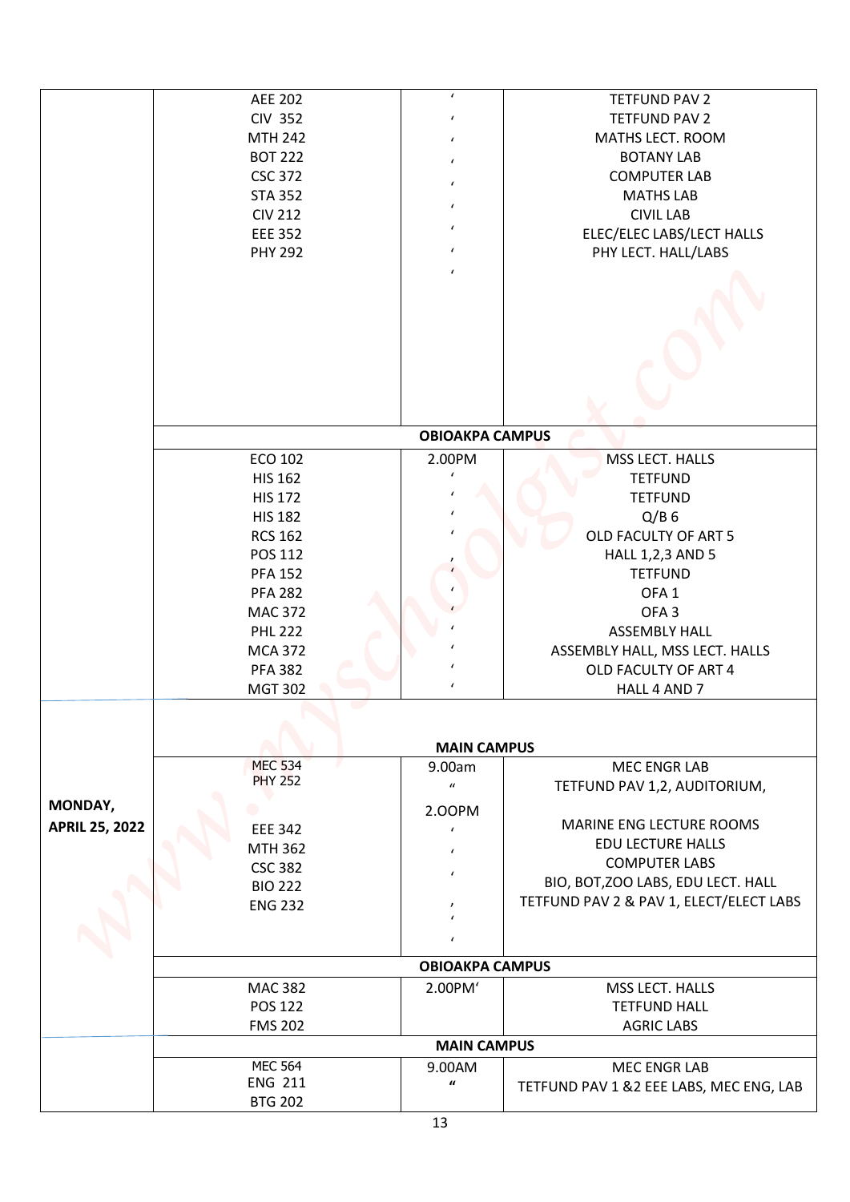| | | | |
|---|---|---|---|
| | AEE 202 | ʻ | TETFUND PAV 2 |
| | CIV 352 | ʻ | TETFUND PAV 2 |
| | MTH 242 | ʻ | MATHS LECT. ROOM |
| | BOT 222 | ʻ | BOTANY LAB |
| | CSC 372 | ʻ | COMPUTER LAB |
| | STA 352 | ʻ | MATHS LAB |
| | CIV 212 | ʻ | CIVIL LAB |
| | EEE 352 | ʻ | ELEC/ELEC LABS/LECT HALLS |
| | PHY 292 | ʻ | PHY LECT. HALL/LABS |
| | | **OBIOAKPA CAMPUS** | |
| | ECO 102 | 2.00PM | MSS LECT. HALLS |
| | HIS 162 | ʻ | TETFUND |
| | HIS 172 | ʻ | TETFUND |
| | HIS 182 | ʻ | Q/B 6 |
| | RCS 162 | ʻ | OLD FACULTY OF ART 5 |
| | POS 112 | ʻ | HALL 1,2,3 AND 5 |
| | PFA 152 | ʻ | TETFUND |
| | PFA 282 | ʻ | OFA 1 |
| | MAC 372 | ʻ | OFA 3 |
| | PHL 222 | ʻ | ASSEMBLY HALL |
| | MCA 372 | ʻ | ASSEMBLY HALL, MSS LECT. HALLS |
| | PFA 382 | ʻ | OLD FACULTY OF ART 4 |
| | MGT 302 | ʻ | HALL 4 AND 7 |
| **MONDAY, APRIL 25, 2022** | | **MAIN CAMPUS** | |
| | MEC 534 | 9.00am | MEC ENGR LAB |
| | PHY 252 | " | TETFUND PAV 1,2, AUDITORIUM, |
| | | 2.OOPM | |
| | EEE 342 | ʻ | MARINE ENG LECTURE ROOMS |
| | MTH 362 | ʻ | EDU LECTURE HALLS |
| | CSC 382 | ʻ | COMPUTER LABS |
| | BIO 222 | ʻ | BIO, BOT,ZOO LABS, EDU LECT. HALL |
| | ENG 232 | ʻ | TETFUND PAV 2 & PAV 1, ELECT/ELECT LABS |
| | | **OBIOAKPA CAMPUS** | |
| | MAC 382 | 2.00PMʻ | MSS LECT. HALLS |
| | POS 122 | | TETFUND HALL |
| | FMS 202 | | AGRIC LABS |
| | | **MAIN CAMPUS** | |
| | MEC 564 | 9.00AM | MEC ENGR LAB |
| | ENG 211 | " | TETFUND PAV 1 &2 EEE LABS, MEC ENG, LAB |
| | BTG 202 | | |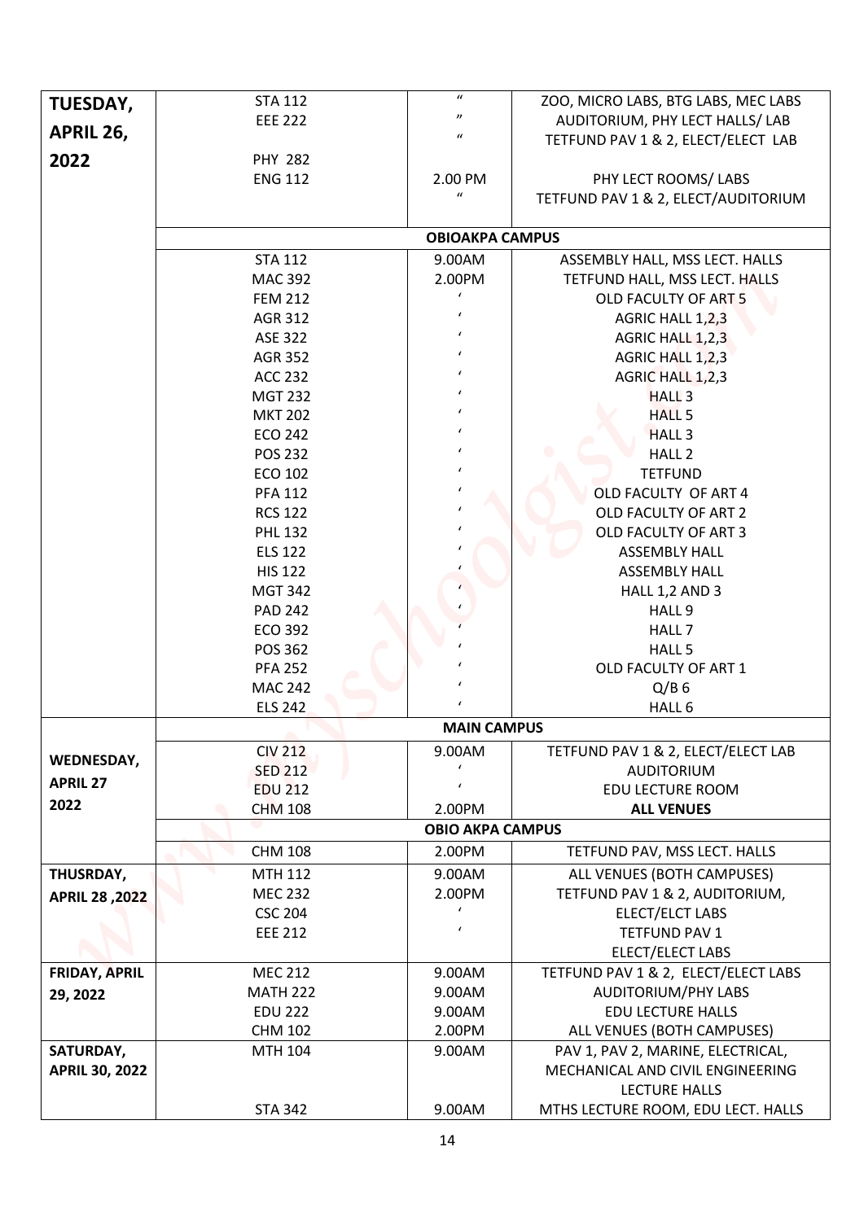| | | | |
|---|---|---|---|
| **TUESDAY, APRIL 26, 2022** | STA 112 | " | ZOO, MICRO LABS, BTG LABS, MEC LABS |
| | EEE 222 | " | AUDITORIUM, PHY LECT HALLS/ LAB |
| | | " | TETFUND PAV 1 & 2, ELECT/ELECT LAB |
| | PHY 282 | | |
| | ENG 112 | 2.00 PM | PHY LECT ROOMS/ LABS |
| | | " | TETFUND PAV 1 & 2, ELECT/AUDITORIUM |
| | **OBIOAKPA CAMPUS** | | |
| | STA 112 | 9.00AM | ASSEMBLY HALL, MSS LECT. HALLS |
| | MAC 392 | 2.00PM | TETFUND HALL, MSS LECT. HALLS |
| | FEM 212 | ' | OLD FACULTY OF ART 5 |
| | AGR 312 | ' | AGRIC HALL 1,2,3 |
| | ASE 322 | ' | AGRIC HALL 1,2,3 |
| | AGR 352 | ' | AGRIC HALL 1,2,3 |
| | ACC 232 | ' | AGRIC HALL 1,2,3 |
| | MGT 232 | ' | HALL 3 |
| | MKT 202 | ' | HALL 5 |
| | ECO 242 | ' | HALL 3 |
| | POS 232 | ' | HALL 2 |
| | ECO 102 | ' | TETFUND |
| | PFA 112 | ' | OLD FACULTY OF ART 4 |
| | RCS 122 | ' | OLD FACULTY OF ART 2 |
| | PHL 132 | ' | OLD FACULTY OF ART 3 |
| | ELS 122 | ' | ASSEMBLY HALL |
| | HIS 122 | ' | ASSEMBLY HALL |
| | MGT 342 | ' | HALL 1,2 AND 3 |
| | PAD 242 | ' | HALL 9 |
| | ECO 392 | ' | HALL 7 |
| | POS 362 | ' | HALL 5 |
| | PFA 252 | ' | OLD FACULTY OF ART 1 |
| | MAC 242 | ' | Q/B 6 |
| | ELS 242 | ' | HALL 6 |
| | **MAIN CAMPUS** | | |
| **WEDNESDAY, APRIL 27 2022** | CIV 212 | 9.00AM | TETFUND PAV 1 & 2, ELECT/ELECT LAB |
| | SED 212 | ' | AUDITORIUM |
| | EDU 212 | ' | EDU LECTURE ROOM |
| | CHM 108 | 2.00PM | **ALL VENUES** |
| | **OBIO AKPA CAMPUS** | | |
| | CHM 108 | 2.00PM | TETFUND PAV, MSS LECT. HALLS |
| **THUSRDAY, APRIL 28 ,2022** | MTH 112 | 9.00AM | ALL VENUES (BOTH CAMPUSES) |
| | MEC 232 | 2.00PM | TETFUND PAV 1 & 2, AUDITORIUM, |
| | CSC 204 | ' | ELECT/ELCT LABS |
| | EEE 212 | ' | TETFUND PAV 1 |
| | | | ELECT/ELECT LABS |
| **FRIDAY, APRIL 29, 2022** | MEC 212 | 9.00AM | TETFUND PAV 1 & 2, ELECT/ELECT LABS |
| | MATH 222 | 9.00AM | AUDITORIUM/PHY LABS |
| | EDU 222 | 9.00AM | EDU LECTURE HALLS |
| | CHM 102 | 2.00PM | ALL VENUES (BOTH CAMPUSES) |
| **SATURDAY, APRIL 30, 2022** | MTH 104 | 9.00AM | PAV 1, PAV 2, MARINE, ELECTRICAL, MECHANICAL AND CIVIL ENGINEERING LECTURE HALLS |
| | STA 342 | 9.00AM | MTHS LECTURE ROOM, EDU LECT. HALLS |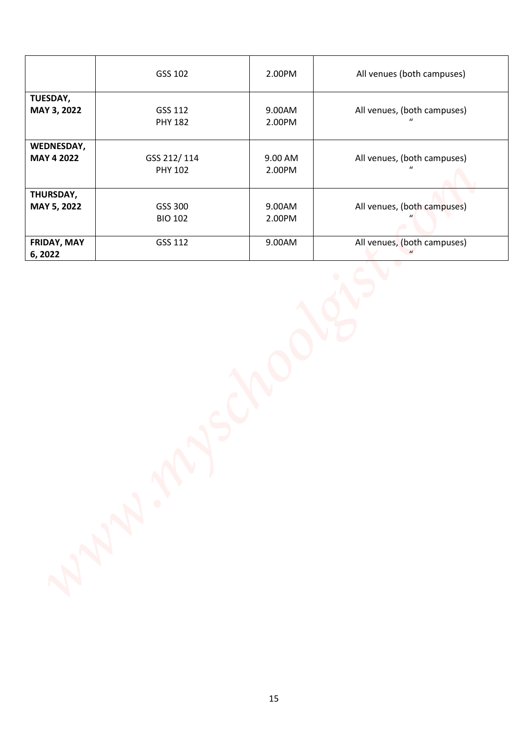| | | | |
|---|---|---|---|
| | GSS 102 | 2.00PM | All venues (both campuses) |
| **TUESDAY, MAY 3, 2022** | GSS 112<br>PHY 182 | 9.00AM<br>2.00PM | All venues, (both campuses)<br>" |
| **WEDNESDAY, MAY 4 2022** | GSS 212/ 114<br>PHY 102 | 9.00 AM<br>2.00PM | All venues, (both campuses)<br>" |
| **THURSDAY, MAY 5, 2022** | GSS 300<br>BIO 102 | 9.00AM<br>2.00PM | All venues, (both campuses)<br>" |
| **FRIDAY, MAY 6, 2022** | GSS 112 | 9.00AM | All venues, (both campuses)<br>" |